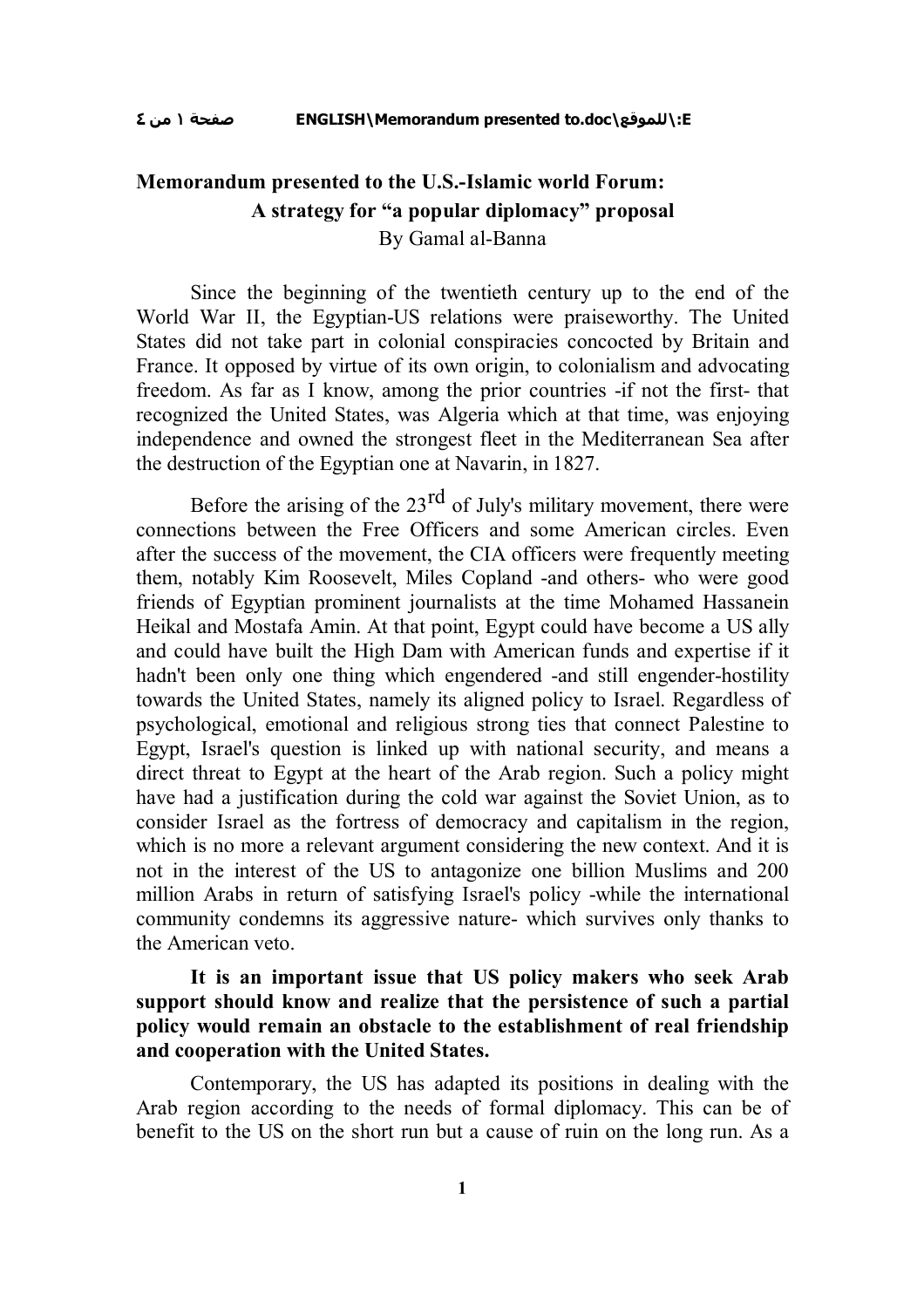# Memorandum presented to the U.S.-Islamic world Forum:
## A strategy for "a popular diplomacy" proposal

By Gamal al-Banna

Since the beginning of the twentieth century up to the end of the World War II, the Egyptian-US relations were praiseworthy. The United States did not take part in colonial conspiracies concocted by Britain and France. It opposed by virtue of its own origin, to colonialism and advocating freedom. As far as I know, among the prior countries -if not the first- that recognized the United States, was Algeria which at that time, was enjoying independence and owned the strongest fleet in the Mediterranean Sea after the destruction of the Egyptian one at Navarin, in 1827.

Before the arising of the 23rd of July's military movement, there were connections between the Free Officers and some American circles. Even after the success of the movement, the CIA officers were frequently meeting them, notably Kim Roosevelt, Miles Copland -and others- who were good friends of Egyptian prominent journalists at the time Mohamed Hassanein Heikal and Mostafa Amin. At that point, Egypt could have become a US ally and could have built the High Dam with American funds and expertise if it hadn't been only one thing which engendered -and still engender-hostility towards the United States, namely its aligned policy to Israel. Regardless of psychological, emotional and religious strong ties that connect Palestine to Egypt, Israel's question is linked up with national security, and means a direct threat to Egypt at the heart of the Arab region. Such a policy might have had a justification during the cold war against the Soviet Union, as to consider Israel as the fortress of democracy and capitalism in the region, which is no more a relevant argument considering the new context. And it is not in the interest of the US to antagonize one billion Muslims and 200 million Arabs in return of satisfying Israel's policy -while the international community condemns its aggressive nature- which survives only thanks to the American veto.

**It is an important issue that US policy makers who seek Arab support should know and realize that the persistence of such a partial policy would remain an obstacle to the establishment of real friendship and cooperation with the United States.**

Contemporary, the US has adapted its positions in dealing with the Arab region according to the needs of formal diplomacy. This can be of benefit to the US on the short run but a cause of ruin on the long run. As a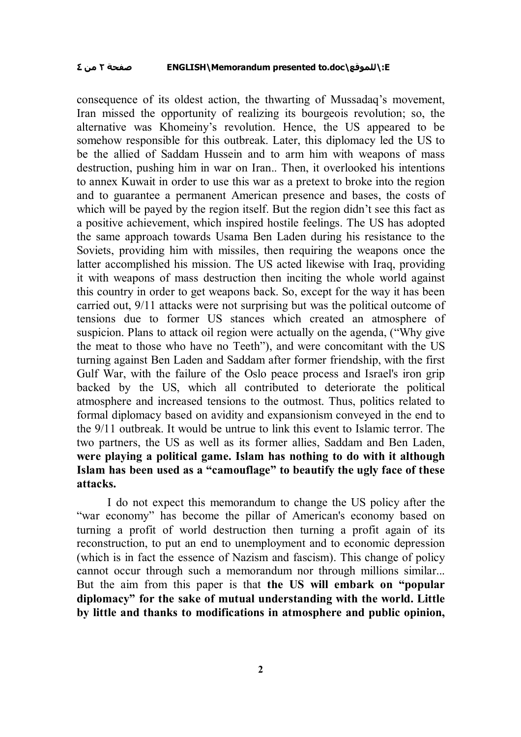consequence of its oldest action, the thwarting of Mussadaq's movement, Iran missed the opportunity of realizing its bourgeois revolution; so, the alternative was Khomeiny's revolution. Hence, the US appeared to be somehow responsible for this outbreak. Later, this diplomacy led the US to be the allied of Saddam Hussein and to arm him with weapons of mass destruction, pushing him in war on Iran.. Then, it overlooked his intentions to annex Kuwait in order to use this war as a pretext to broke into the region and to guarantee a permanent American presence and bases, the costs of which will be payed by the region itself. But the region didn't see this fact as a positive achievement, which inspired hostile feelings. The US has adopted the same approach towards Usama Ben Laden during his resistance to the Soviets, providing him with missiles, then requiring the weapons once the latter accomplished his mission. The US acted likewise with Iraq, providing it with weapons of mass destruction then inciting the whole world against this country in order to get weapons back. So, except for the way it has been carried out, 9/11 attacks were not surprising but was the political outcome of tensions due to former US stances which created an atmosphere of suspicion. Plans to attack oil region were actually on the agenda, ("Why give the meat to those who have no Teeth"), and were concomitant with the US turning against Ben Laden and Saddam after former friendship, with the first Gulf War, with the failure of the Oslo peace process and Israel's iron grip backed by the US, which all contributed to deteriorate the political atmosphere and increased tensions to the outmost. Thus, politics related to formal diplomacy based on avidity and expansionism conveyed in the end to the 9/11 outbreak. It would be untrue to link this event to Islamic terror. The two partners, the US as well as its former allies, Saddam and Ben Laden, **were playing a political game. Islam has nothing to do with it although Islam has been used as a "camouflage" to beautify the ugly face of these attacks.**

I do not expect this memorandum to change the US policy after the "war economy" has become the pillar of American's economy based on turning a profit of world destruction then turning a profit again of its reconstruction, to put an end to unemployment and to economic depression (which is in fact the essence of Nazism and fascism). This change of policy cannot occur through such a memorandum nor through millions similar... But the aim from this paper is that **the US will embark on "popular diplomacy" for the sake of mutual understanding with the world. Little by little and thanks to modifications in atmosphere and public opinion,**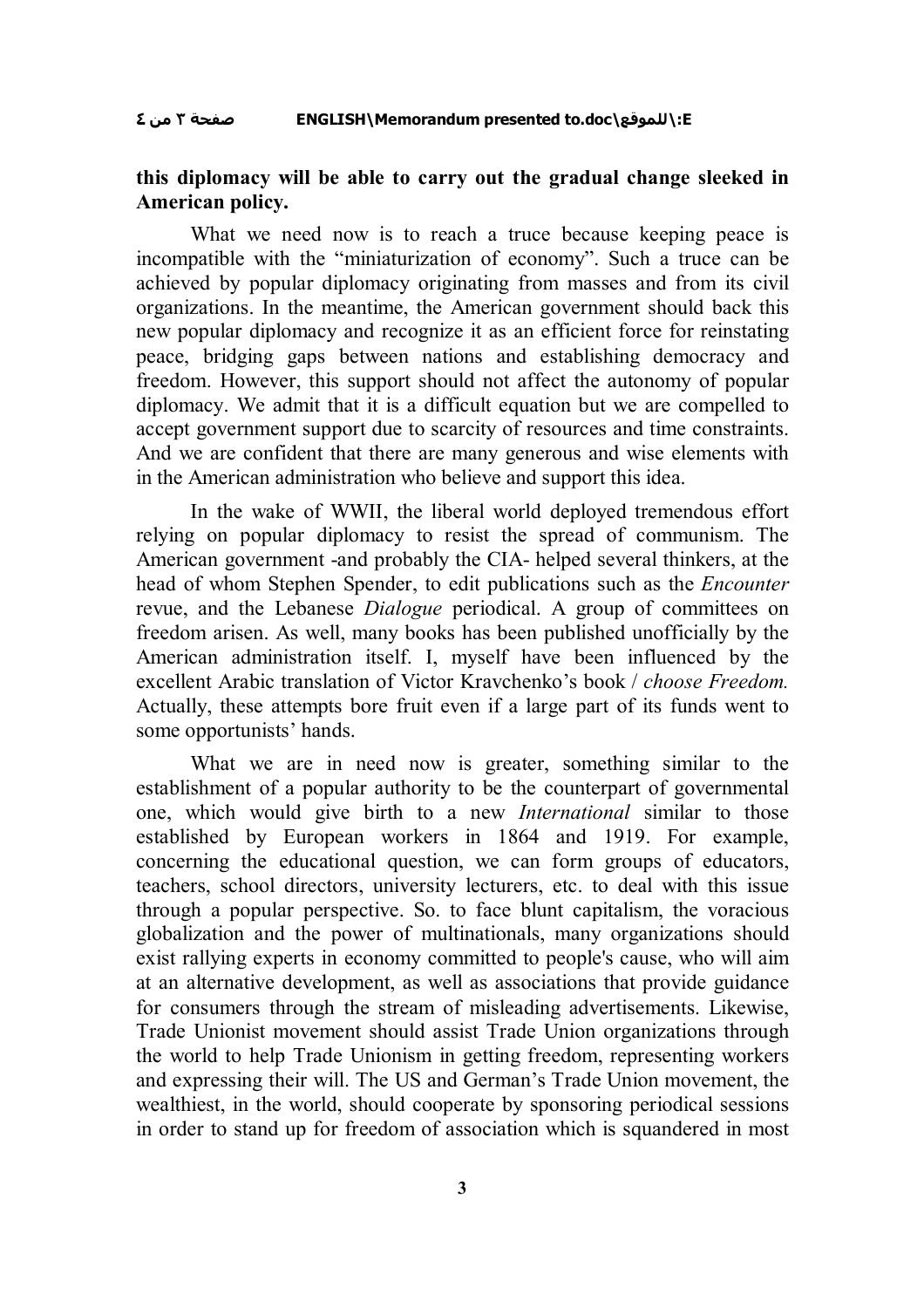**this diplomacy will be able to carry out the gradual change sleeked in American policy.**

What we need now is to reach a truce because keeping peace is incompatible with the "miniaturization of economy". Such a truce can be achieved by popular diplomacy originating from masses and from its civil organizations. In the meantime, the American government should back this new popular diplomacy and recognize it as an efficient force for reinstating peace, bridging gaps between nations and establishing democracy and freedom. However, this support should not affect the autonomy of popular diplomacy. We admit that it is a difficult equation but we are compelled to accept government support due to scarcity of resources and time constraints. And we are confident that there are many generous and wise elements with in the American administration who believe and support this idea.

In the wake of WWII, the liberal world deployed tremendous effort relying on popular diplomacy to resist the spread of communism. The American government -and probably the CIA- helped several thinkers, at the head of whom Stephen Spender, to edit publications such as the *Encounter* revue, and the Lebanese *Dialogue* periodical. A group of committees on freedom arisen. As well, many books has been published unofficially by the American administration itself. I, myself have been influenced by the excellent Arabic translation of Victor Kravchenko's book / *choose Freedom.* Actually, these attempts bore fruit even if a large part of its funds went to some opportunists' hands.

What we are in need now is greater, something similar to the establishment of a popular authority to be the counterpart of governmental one, which would give birth to a new *International* similar to those established by European workers in 1864 and 1919. For example, concerning the educational question, we can form groups of educators, teachers, school directors, university lecturers, etc. to deal with this issue through a popular perspective. So. to face blunt capitalism, the voracious globalization and the power of multinationals, many organizations should exist rallying experts in economy committed to people's cause, who will aim at an alternative development, as well as associations that provide guidance for consumers through the stream of misleading advertisements. Likewise, Trade Unionist movement should assist Trade Union organizations through the world to help Trade Unionism in getting freedom, representing workers and expressing their will. The US and German's Trade Union movement, the wealthiest, in the world, should cooperate by sponsoring periodical sessions in order to stand up for freedom of association which is squandered in most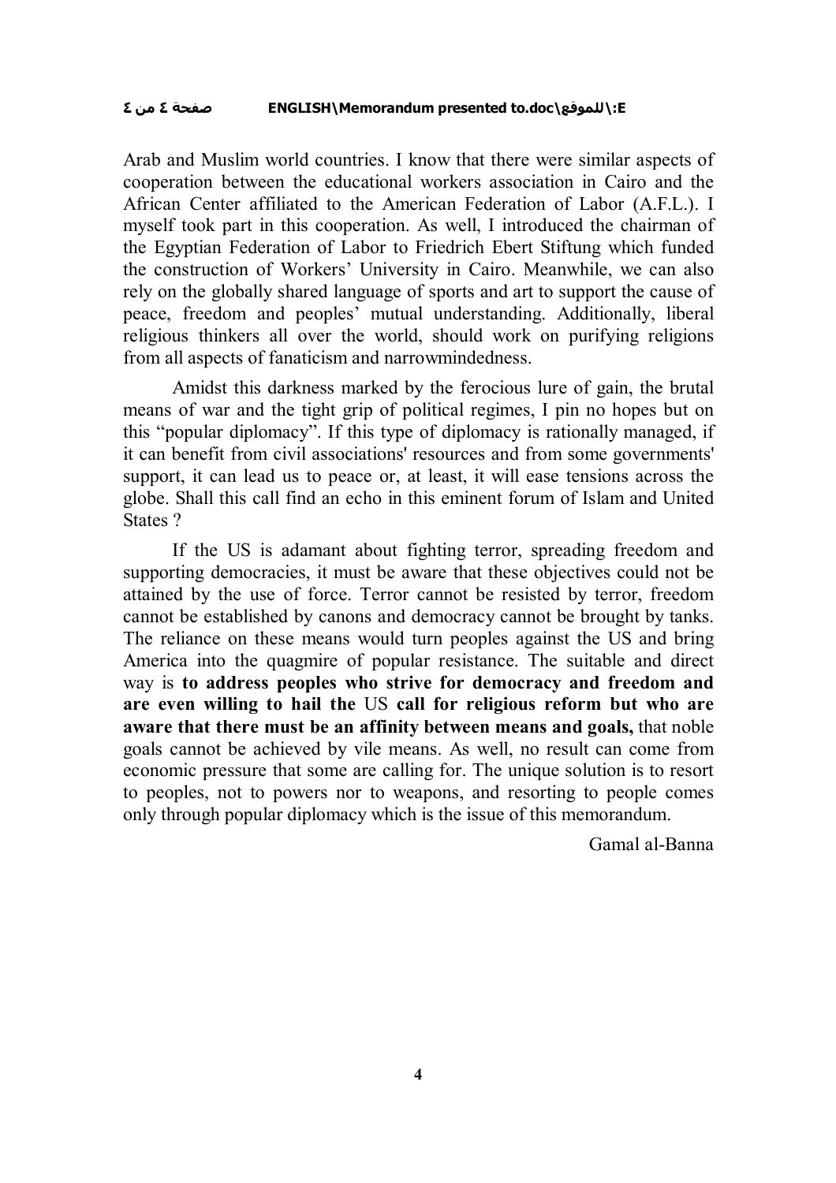Arab and Muslim world countries. I know that there were similar aspects of cooperation between the educational workers association in Cairo and the African Center affiliated to the American Federation of Labor (A.F.L.). I myself took part in this cooperation. As well, I introduced the chairman of the Egyptian Federation of Labor to Friedrich Ebert Stiftung which funded the construction of Workers' University in Cairo. Meanwhile, we can also rely on the globally shared language of sports and art to support the cause of peace, freedom and peoples' mutual understanding. Additionally, liberal religious thinkers all over the world, should work on purifying religions from all aspects of fanaticism and narrowmindedness.

Amidst this darkness marked by the ferocious lure of gain, the brutal means of war and the tight grip of political regimes, I pin no hopes but on this "popular diplomacy". If this type of diplomacy is rationally managed, if it can benefit from civil associations' resources and from some governments' support, it can lead us to peace or, at least, it will ease tensions across the globe. Shall this call find an echo in this eminent forum of Islam and United States ?

If the US is adamant about fighting terror, spreading freedom and supporting democracies, it must be aware that these objectives could not be attained by the use of force. Terror cannot be resisted by terror, freedom cannot be established by canons and democracy cannot be brought by tanks. The reliance on these means would turn peoples against the US and bring America into the quagmire of popular resistance. The suitable and direct way is **to address peoples who strive for democracy and freedom and are even willing to hail the** US **call for religious reform but who are aware that there must be an affinity between means and goals,** that noble goals cannot be achieved by vile means. As well, no result can come from economic pressure that some are calling for. The unique solution is to resort to peoples, not to powers nor to weapons, and resorting to people comes only through popular diplomacy which is the issue of this memorandum.

Gamal al-Banna